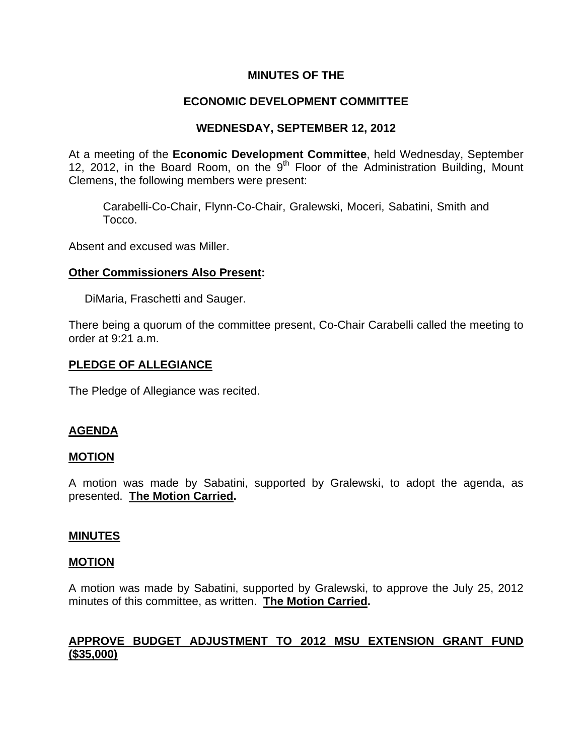# MINUTES OF THE

## ECONOMIC DEVELOPMENT COMMITTEE

## WEDNESDAY, SEPTEMBER 12, 2012

At a meeting of the **Economic Development Committee**, held Wednesday, September 12, 2012, in the Board Room, on the 9th Floor of the Administration Building, Mount Clemens, the following members were present:

> Carabelli-Co-Chair, Flynn-Co-Chair, Gralewski, Moceri, Sabatini, Smith and Tocco.

Absent and excused was Miller.

**Other Commissioners Also Present:**

> DiMaria, Fraschetti and Sauger.

There being a quorum of the committee present, Co-Chair Carabelli called the meeting to order at 9:21 a.m.

**PLEDGE OF ALLEGIANCE**

The Pledge of Allegiance was recited.

**AGENDA**

**MOTION**

A motion was made by Sabatini, supported by Gralewski, to adopt the agenda, as presented. **The Motion Carried.**

**MINUTES**

**MOTION**

A motion was made by Sabatini, supported by Gralewski, to approve the July 25, 2012 minutes of this committee, as written. **The Motion Carried.**

**APPROVE BUDGET ADJUSTMENT TO 2012 MSU EXTENSION GRANT FUND ($35,000)**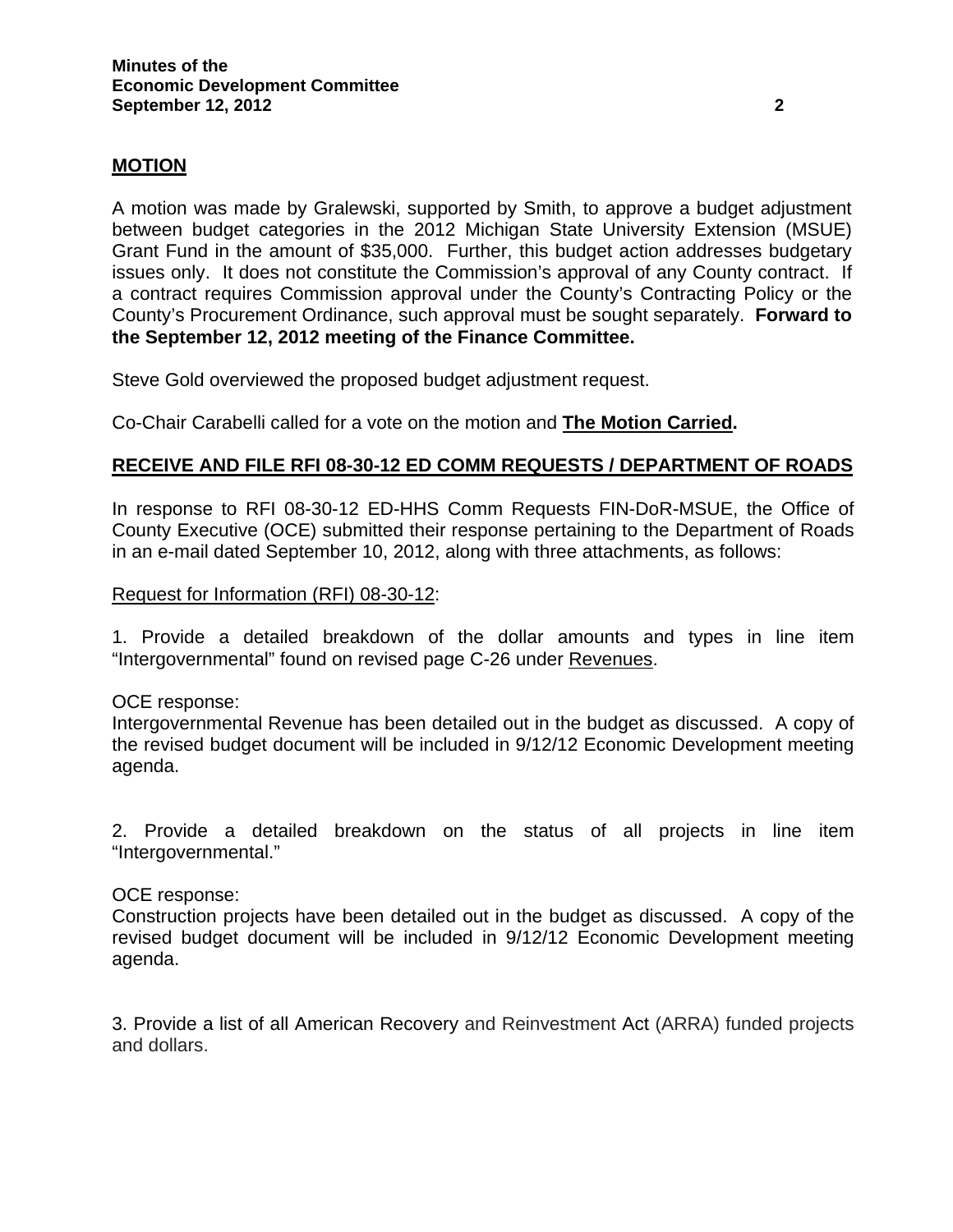**MOTION**

A motion was made by Gralewski, supported by Smith, to approve a budget adjustment between budget categories in the 2012 Michigan State University Extension (MSUE) Grant Fund in the amount of $35,000. Further, this budget action addresses budgetary issues only. It does not constitute the Commission's approval of any County contract. If a contract requires Commission approval under the County's Contracting Policy or the County's Procurement Ordinance, such approval must be sought separately. **Forward to the September 12, 2012 meeting of the Finance Committee.**

Steve Gold overviewed the proposed budget adjustment request.

Co-Chair Carabelli called for a vote on the motion and **The Motion Carried.**

**RECEIVE AND FILE RFI 08-30-12 ED COMM REQUESTS / DEPARTMENT OF ROADS**

In response to RFI 08-30-12 ED-HHS Comm Requests FIN-DoR-MSUE, the Office of County Executive (OCE) submitted their response pertaining to the Department of Roads in an e-mail dated September 10, 2012, along with three attachments, as follows:

Request for Information (RFI) 08-30-12:

1. Provide a detailed breakdown of the dollar amounts and types in line item "Intergovernmental" found on revised page C-26 under Revenues.

OCE response:
Intergovernmental Revenue has been detailed out in the budget as discussed. A copy of the revised budget document will be included in 9/12/12 Economic Development meeting agenda.

2. Provide a detailed breakdown on the status of all projects in line item "Intergovernmental."

OCE response:
Construction projects have been detailed out in the budget as discussed. A copy of the revised budget document will be included in 9/12/12 Economic Development meeting agenda.

3. Provide a list of all American Recovery and Reinvestment Act (ARRA) funded projects and dollars.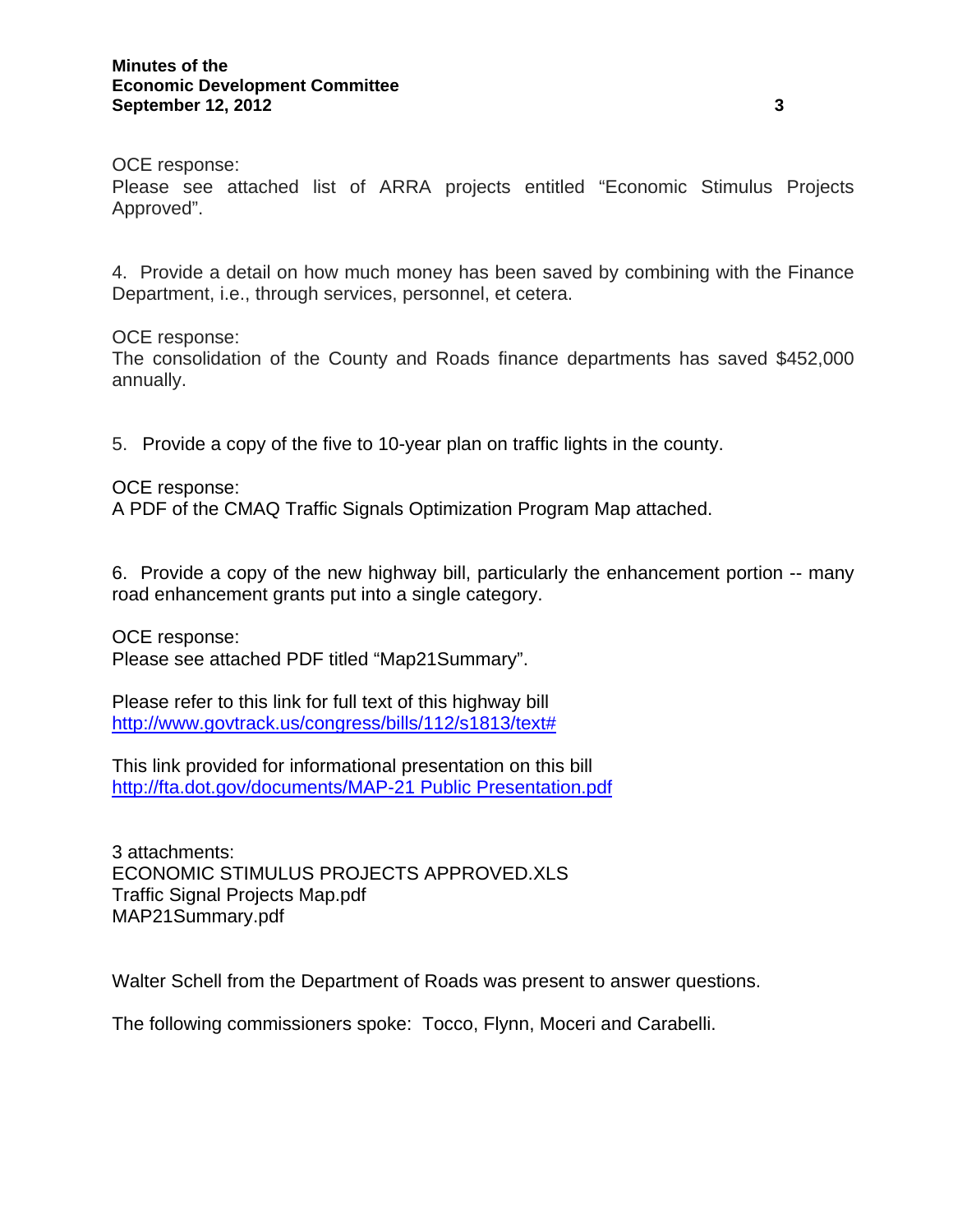OCE response:
Please see attached list of ARRA projects entitled “Economic Stimulus Projects Approved”.

4. Provide a detail on how much money has been saved by combining with the Finance Department, i.e., through services, personnel, et cetera.

OCE response:
The consolidation of the County and Roads finance departments has saved $452,000 annually.

5. Provide a copy of the five to 10-year plan on traffic lights in the county.

OCE response:
A PDF of the CMAQ Traffic Signals Optimization Program Map attached.

6. Provide a copy of the new highway bill, particularly the enhancement portion -- many road enhancement grants put into a single category.

OCE response:
Please see attached PDF titled “Map21Summary”.

Please refer to this link for full text of this highway bill
http://www.govtrack.us/congress/bills/112/s1813/text#

This link provided for informational presentation on this bill
http://fta.dot.gov/documents/MAP-21 Public Presentation.pdf

3 attachments:
ECONOMIC STIMULUS PROJECTS APPROVED.XLS
Traffic Signal Projects Map.pdf
MAP21Summary.pdf

Walter Schell from the Department of Roads was present to answer questions.

The following commissioners spoke: Tocco, Flynn, Moceri and Carabelli.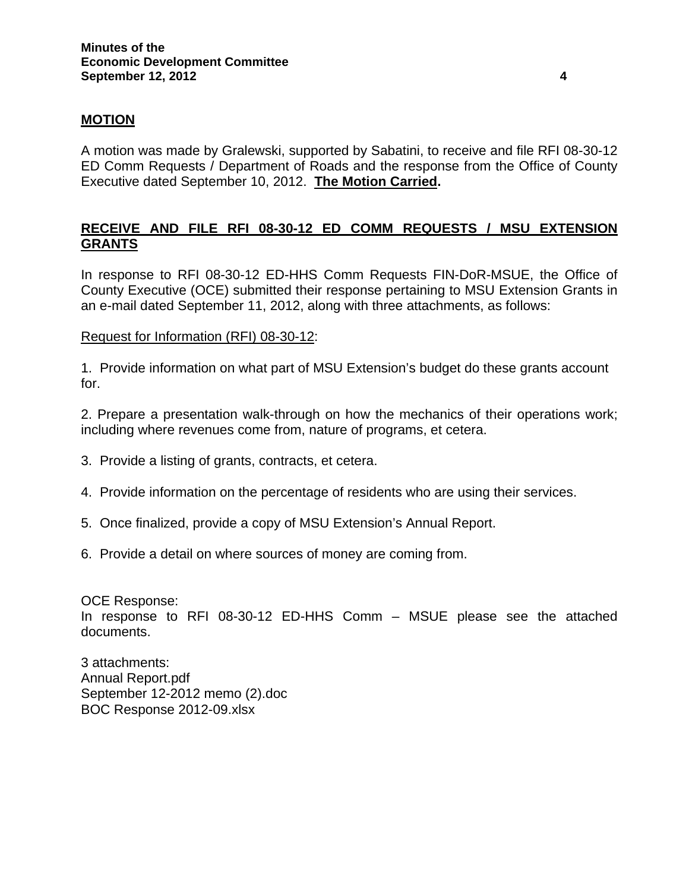**MOTION**

A motion was made by Gralewski, supported by Sabatini, to receive and file RFI 08-30-12 ED Comm Requests / Department of Roads and the response from the Office of County Executive dated September 10, 2012. **The Motion Carried.**

**RECEIVE AND FILE RFI 08-30-12 ED COMM REQUESTS / MSU EXTENSION GRANTS**

In response to RFI 08-30-12 ED-HHS Comm Requests FIN-DoR-MSUE, the Office of County Executive (OCE) submitted their response pertaining to MSU Extension Grants in an e-mail dated September 11, 2012, along with three attachments, as follows:

Request for Information (RFI) 08-30-12:

1. Provide information on what part of MSU Extension's budget do these grants account for.

2. Prepare a presentation walk-through on how the mechanics of their operations work; including where revenues come from, nature of programs, et cetera.

3. Provide a listing of grants, contracts, et cetera.

4. Provide information on the percentage of residents who are using their services.

5. Once finalized, provide a copy of MSU Extension's Annual Report.

6. Provide a detail on where sources of money are coming from.

OCE Response:
In response to RFI 08-30-12 ED-HHS Comm – MSUE please see the attached documents.

3 attachments:
Annual Report.pdf
September 12-2012 memo (2).doc
BOC Response 2012-09.xlsx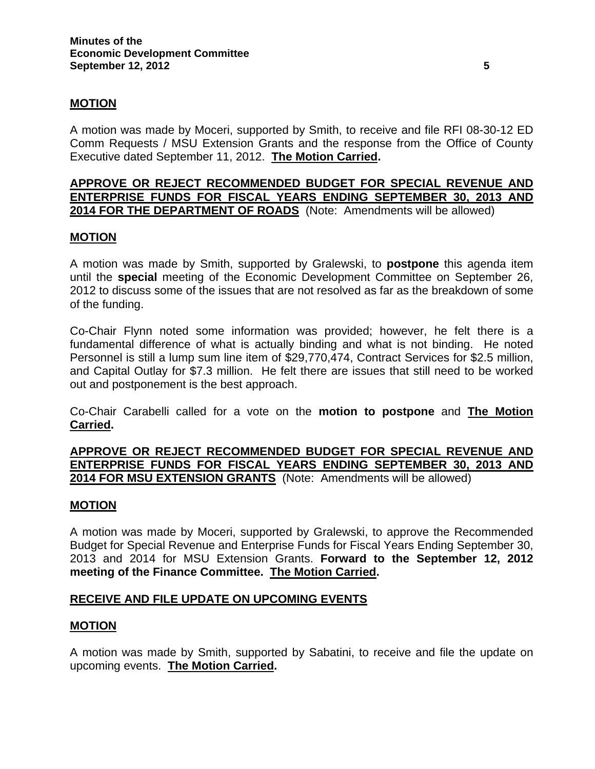**MOTION**

A motion was made by Moceri, supported by Smith, to receive and file RFI 08-30-12 ED Comm Requests / MSU Extension Grants and the response from the Office of County Executive dated September 11, 2012. **The Motion Carried.**

**APPROVE OR REJECT RECOMMENDED BUDGET FOR SPECIAL REVENUE AND ENTERPRISE FUNDS FOR FISCAL YEARS ENDING SEPTEMBER 30, 2013 AND 2014 FOR THE DEPARTMENT OF ROADS** (Note: Amendments will be allowed)

**MOTION**

A motion was made by Smith, supported by Gralewski, to **postpone** this agenda item until the **special** meeting of the Economic Development Committee on September 26, 2012 to discuss some of the issues that are not resolved as far as the breakdown of some of the funding.

Co-Chair Flynn noted some information was provided; however, he felt there is a fundamental difference of what is actually binding and what is not binding. He noted Personnel is still a lump sum line item of $29,770,474, Contract Services for $2.5 million, and Capital Outlay for $7.3 million. He felt there are issues that still need to be worked out and postponement is the best approach.

Co-Chair Carabelli called for a vote on the **motion to postpone** and **The Motion Carried.**

**APPROVE OR REJECT RECOMMENDED BUDGET FOR SPECIAL REVENUE AND ENTERPRISE FUNDS FOR FISCAL YEARS ENDING SEPTEMBER 30, 2013 AND 2014 FOR MSU EXTENSION GRANTS** (Note: Amendments will be allowed)

**MOTION**

A motion was made by Moceri, supported by Gralewski, to approve the Recommended Budget for Special Revenue and Enterprise Funds for Fiscal Years Ending September 30, 2013 and 2014 for MSU Extension Grants. **Forward to the September 12, 2012 meeting of the Finance Committee. The Motion Carried.**

**RECEIVE AND FILE UPDATE ON UPCOMING EVENTS**

**MOTION**

A motion was made by Smith, supported by Sabatini, to receive and file the update on upcoming events. **The Motion Carried.**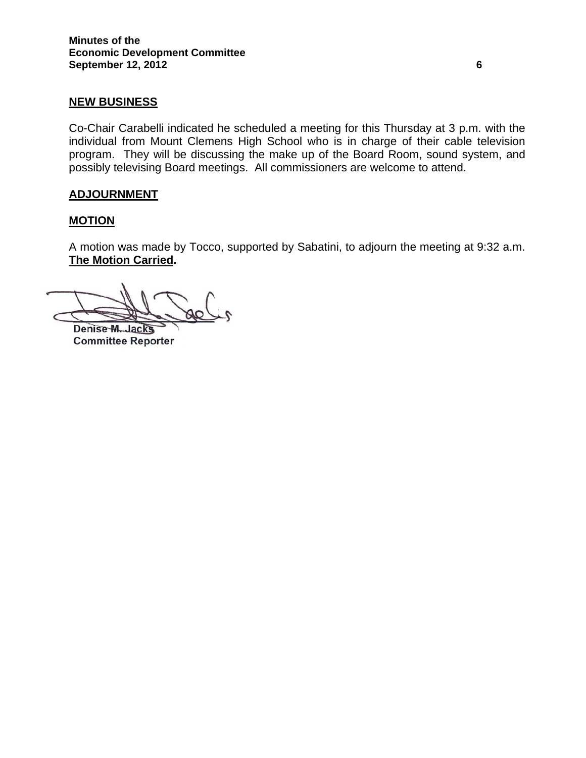## NEW BUSINESS

Co-Chair Carabelli indicated he scheduled a meeting for this Thursday at 3 p.m. with the individual from Mount Clemens High School who is in charge of their cable television program. They will be discussing the make up of the Board Room, sound system, and possibly televising Board meetings. All commissioners are welcome to attend.

## ADJOURNMENT

## MOTION

A motion was made by Tocco, supported by Sabatini, to adjourn the meeting at 9:32 a.m. **The Motion Carried.**

Denise M. Jacks
Committee Reporter